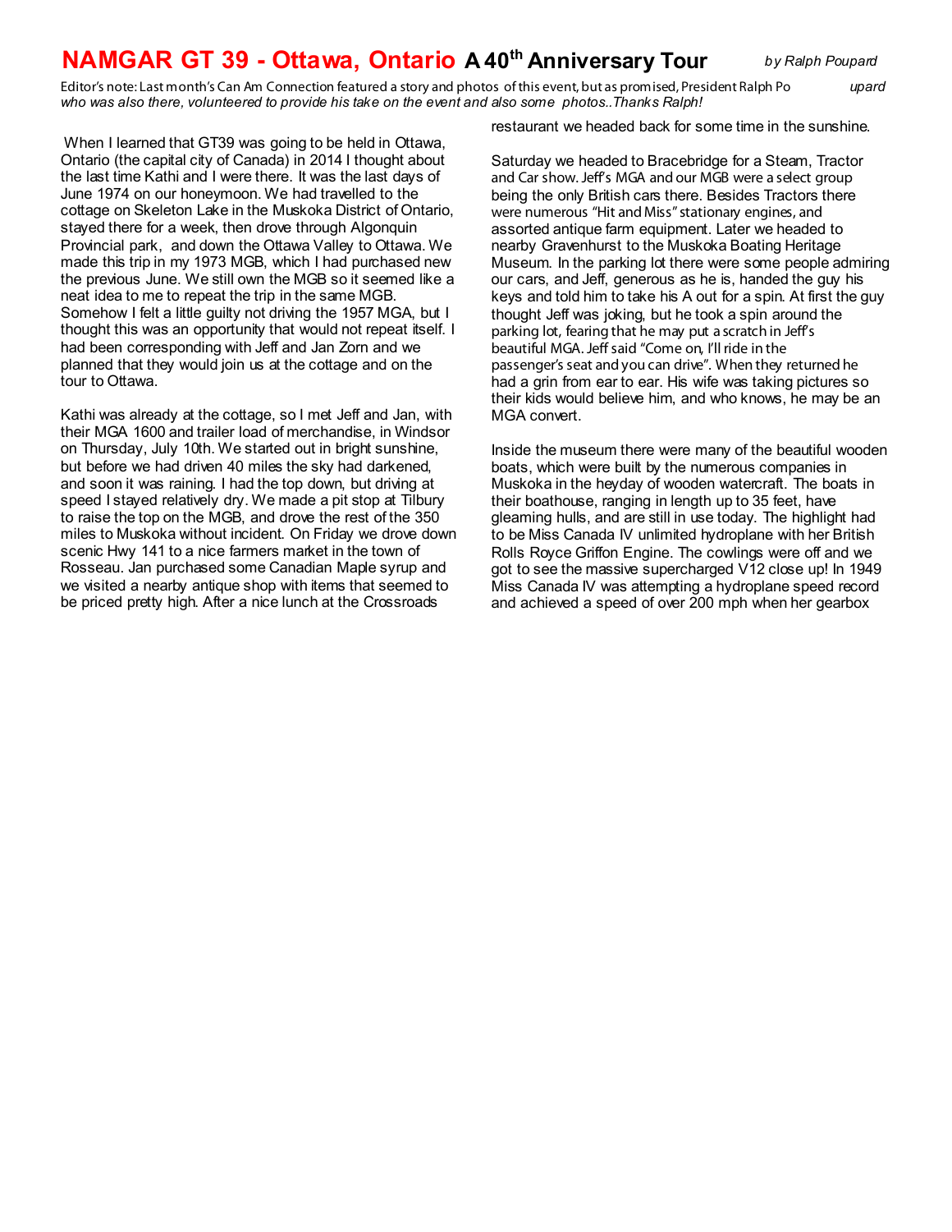# NAMGAR GT 39 - Ottawa, Ontario A 40th Anniversary Tour

*by Ralph Poupard*

Editor's note: Last month's Can Am Connection featured a story and photos of this event, but as promised, President Ralph Poupard *who was also there, volunteered to provide his take on the event and also some photos..Thanks Ralph!*

When I learned that GT39 was going to be held in Ottawa, Ontario (the capital city of Canada) in 2014 I thought about the last time Kathi and I were there. It was the last days of June 1974 on our honeymoon. We had travelled to the cottage on Skeleton Lake in the Muskoka District of Ontario, stayed there for a week, then drove through Algonquin Provincial park, and down the Ottawa Valley to Ottawa. We made this trip in my 1973 MGB, which I had purchased new the previous June. We still own the MGB so it seemed like a neat idea to me to repeat the trip in the same MGB. Somehow I felt a little guilty not driving the 1957 MGA, but I thought this was an opportunity that would not repeat itself. I had been corresponding with Jeff and Jan Zorn and we planned that they would join us at the cottage and on the tour to Ottawa.

Kathi was already at the cottage, so I met Jeff and Jan, with their MGA 1600 and trailer load of merchandise, in Windsor on Thursday, July 10th. We started out in bright sunshine, but before we had driven 40 miles the sky had darkened, and soon it was raining. I had the top down, but driving at speed I stayed relatively dry. We made a pit stop at Tilbury to raise the top on the MGB, and drove the rest of the 350 miles to Muskoka without incident. On Friday we drove down scenic Hwy 141 to a nice farmers market in the town of Rosseau. Jan purchased some Canadian Maple syrup and we visited a nearby antique shop with items that seemed to be priced pretty high. After a nice lunch at the Crossroads restaurant we headed back for some time in the sunshine.

Saturday we headed to Bracebridge for a Steam, Tractor and Car show. Jeff's MGA and our MGB were a select group being the only British cars there. Besides Tractors there were numerous "Hit and Miss" stationary engines, and assorted antique farm equipment. Later we headed to nearby Gravenhurst to the Muskoka Boating Heritage Museum. In the parking lot there were some people admiring our cars, and Jeff, generous as he is, handed the guy his keys and told him to take his A out for a spin. At first the guy thought Jeff was joking, but he took a spin around the parking lot, fearing that he may put a scratch in Jeff's beautiful MGA. Jeff said "Come on, I'll ride in the passenger's seat and you can drive". When they returned he had a grin from ear to ear. His wife was taking pictures so their kids would believe him, and who knows, he may be an MGA convert.

Inside the museum there were many of the beautiful wooden boats, which were built by the numerous companies in Muskoka in the heyday of wooden watercraft. The boats in their boathouse, ranging in length up to 35 feet, have gleaming hulls, and are still in use today. The highlight had to be Miss Canada IV unlimited hydroplane with her British Rolls Royce Griffon Engine. The cowlings were off and we got to see the massive supercharged V12 close up! In 1949 Miss Canada IV was attempting a hydroplane speed record and achieved a speed of over 200 mph when her gearbox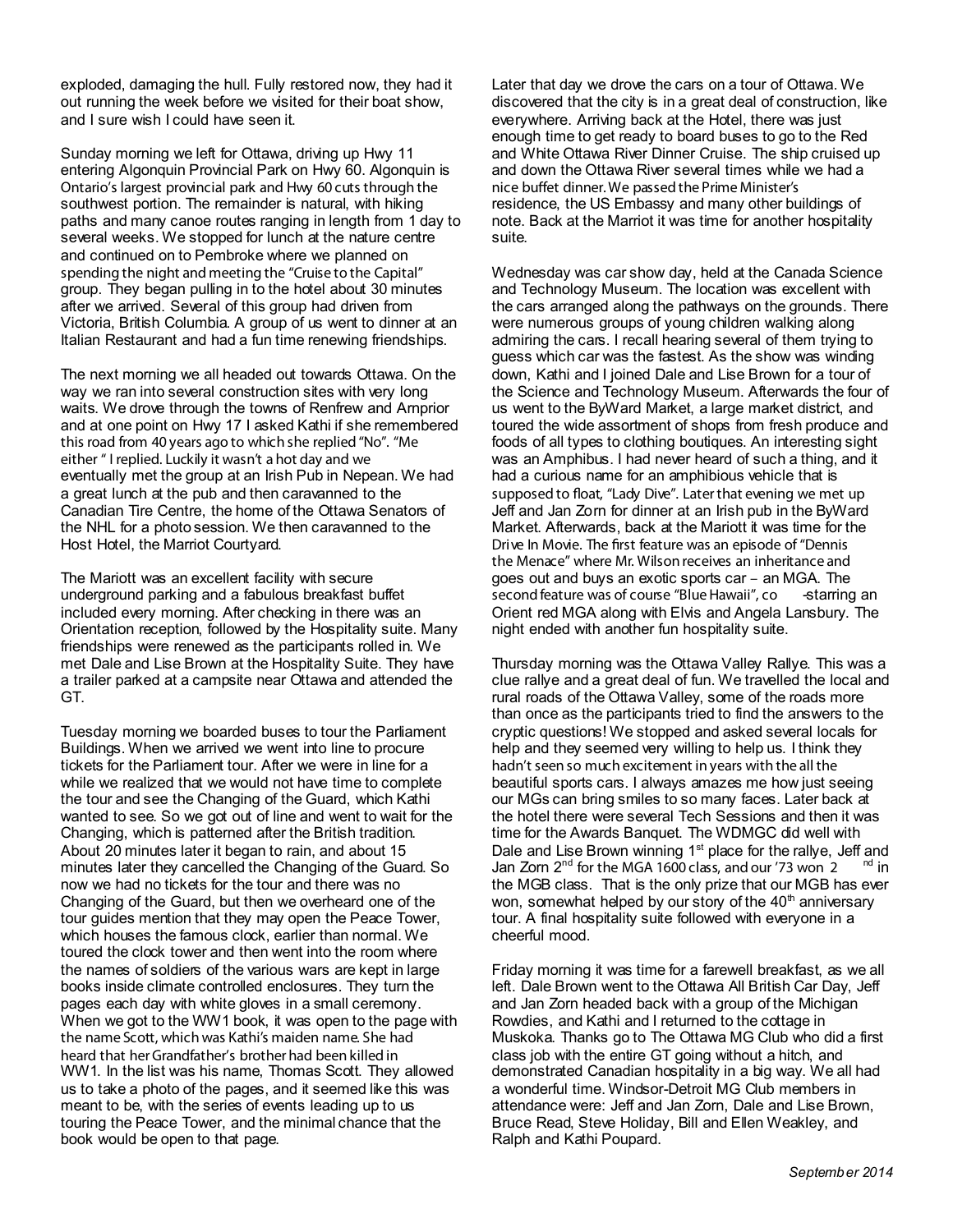exploded, damaging the hull. Fully restored now, they had it out running the week before we visited for their boat show, and I sure wish I could have seen it.

Sunday morning we left for Ottawa, driving up Hwy 11 entering Algonquin Provincial Park on Hwy 60. Algonquin is Ontario's largest provincial park and Hwy 60 cuts through the southwest portion. The remainder is natural, with hiking paths and many canoe routes ranging in length from 1 day to several weeks. We stopped for lunch at the nature centre and continued on to Pembroke where we planned on spending the night and meeting the "Cruise to the Capital" group. They began pulling in to the hotel about 30 minutes after we arrived. Several of this group had driven from Victoria, British Columbia. A group of us went to dinner at an Italian Restaurant and had a fun time renewing friendships.

The next morning we all headed out towards Ottawa. On the way we ran into several construction sites with very long waits. We drove through the towns of Renfrew and Arnprior and at one point on Hwy 17 I asked Kathi if she remembered this road from 40 years ago to which she replied "No". "Me either " I replied. Luckily it wasn't a hot day and we eventually met the group at an Irish Pub in Nepean. We had a great lunch at the pub and then caravanned to the Canadian Tire Centre, the home of the Ottawa Senators of the NHL for a photo session. We then caravanned to the Host Hotel, the Marriot Courtyard.

The Mariott was an excellent facility with secure underground parking and a fabulous breakfast buffet included every morning. After checking in there was an Orientation reception, followed by the Hospitality suite. Many friendships were renewed as the participants rolled in. We met Dale and Lise Brown at the Hospitality Suite. They have a trailer parked at a campsite near Ottawa and attended the GT.

Tuesday morning we boarded buses to tour the Parliament Buildings. When we arrived we went into line to procure tickets for the Parliament tour. After we were in line for a while we realized that we would not have time to complete the tour and see the Changing of the Guard, which Kathi wanted to see. So we got out of line and went to wait for the Changing, which is patterned after the British tradition. About 20 minutes later it began to rain, and about 15 minutes later they cancelled the Changing of the Guard. So now we had no tickets for the tour and there was no Changing of the Guard, but then we overheard one of the tour guides mention that they may open the Peace Tower, which houses the famous clock, earlier than normal. We toured the clock tower and then went into the room where the names of soldiers of the various wars are kept in large books inside climate controlled enclosures. They turn the pages each day with white gloves in a small ceremony. When we got to the WW1 book, it was open to the page with the name Scott, which was Kathi's maiden name. She had heard that her Grandfather's brother had been killed in WW1. In the list was his name, Thomas Scott. They allowed us to take a photo of the pages, and it seemed like this was meant to be, with the series of events leading up to us touring the Peace Tower, and the minimal chance that the book would be open to that page.

Later that day we drove the cars on a tour of Ottawa. We discovered that the city is in a great deal of construction, like everywhere. Arriving back at the Hotel, there was just enough time to get ready to board buses to go to the Red and White Ottawa River Dinner Cruise. The ship cruised up and down the Ottawa River several times while we had a nice buffet dinner. We passed the Prime Minister's residence, the US Embassy and many other buildings of note. Back at the Marriot it was time for another hospitality suite.

Wednesday was car show day, held at the Canada Science and Technology Museum. The location was excellent with the cars arranged along the pathways on the grounds. There were numerous groups of young children walking along admiring the cars. I recall hearing several of them trying to guess which car was the fastest. As the show was winding down, Kathi and I joined Dale and Lise Brown for a tour of the Science and Technology Museum. Afterwards the four of us went to the ByWard Market, a large market district, and toured the wide assortment of shops from fresh produce and foods of all types to clothing boutiques. An interesting sight was an Amphibus. I had never heard of such a thing, and it had a curious name for an amphibious vehicle that is supposed to float, "Lady Dive". Later that evening we met up Jeff and Jan Zorn for dinner at an Irish pub in the ByWard Market. Afterwards, back at the Mariott it was time for the Drive In Movie. The first feature was an episode of "Dennis the Menace" where Mr. Wilson receives an inheritance and goes out and buys an exotic sports car – an MGA. The second feature was of course "Blue Hawaii", co-starring an Orient red MGA along with Elvis and Angela Lansbury. The night ended with another fun hospitality suite.

Thursday morning was the Ottawa Valley Rallye. This was a clue rallye and a great deal of fun. We travelled the local and rural roads of the Ottawa Valley, some of the roads more than once as the participants tried to find the answers to the cryptic questions! We stopped and asked several locals for help and they seemed very willing to help us. I think they hadn't seen so much excitement in years with the all the beautiful sports cars. I always amazes me how just seeing our MGs can bring smiles to so many faces. Later back at the hotel there were several Tech Sessions and then it was time for the Awards Banquet. The WDMGC did well with Dale and Lise Brown winning 1st place for the rallye, Jeff and Jan Zorn 2nd for the MGA 1600 class, and our '73 won 2nd in the MGB class. That is the only prize that our MGB has ever won, somewhat helped by our story of the 40th anniversary tour. A final hospitality suite followed with everyone in a cheerful mood.

Friday morning it was time for a farewell breakfast, as we all left. Dale Brown went to the Ottawa All British Car Day, Jeff and Jan Zorn headed back with a group of the Michigan Rowdies, and Kathi and I returned to the cottage in Muskoka. Thanks go to The Ottawa MG Club who did a first class job with the entire GT going without a hitch, and demonstrated Canadian hospitality in a big way. We all had a wonderful time. Windsor-Detroit MG Club members in attendance were: Jeff and Jan Zorn, Dale and Lise Brown, Bruce Read, Steve Holiday, Bill and Ellen Weakley, and Ralph and Kathi Poupard.